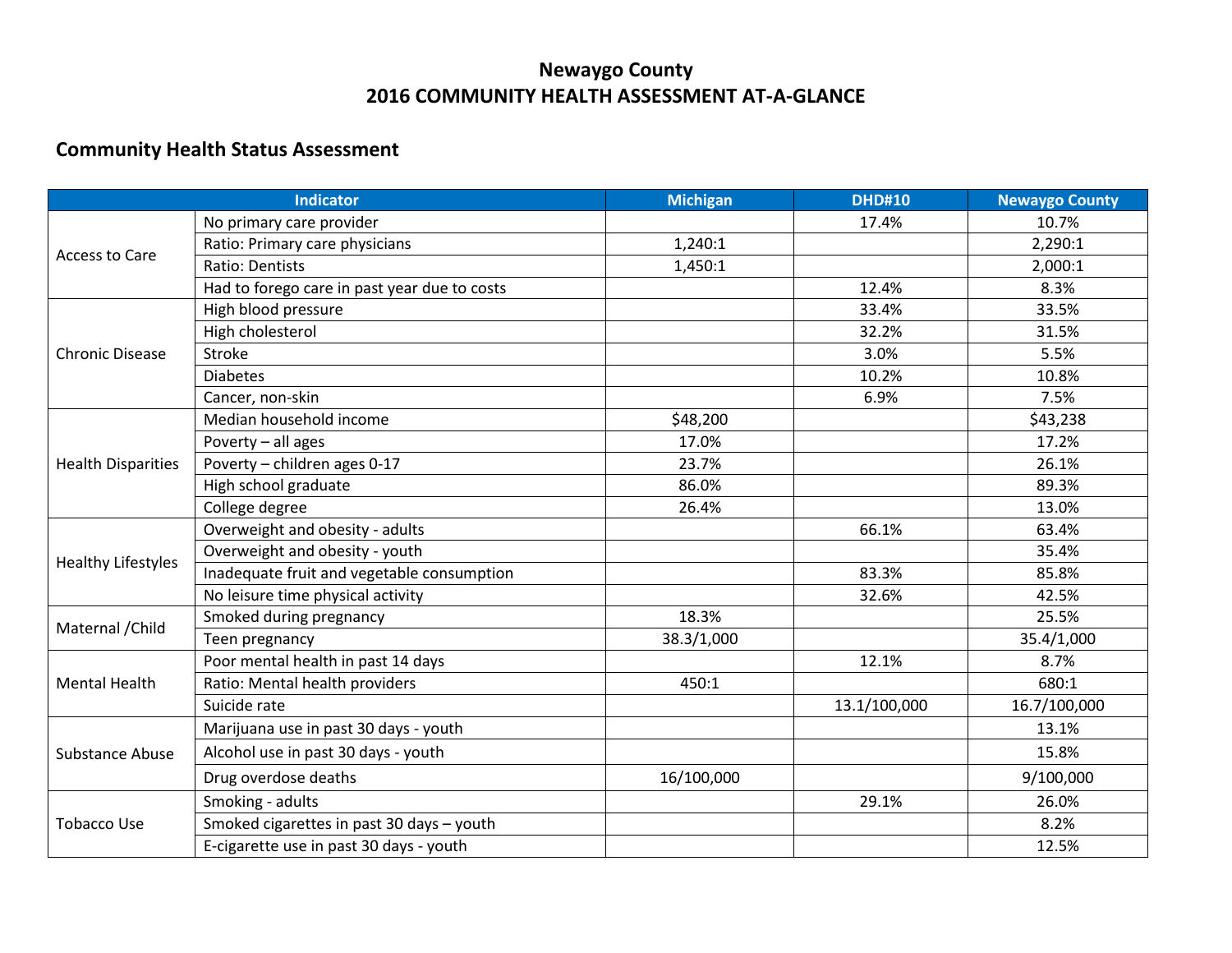# Newaygo County
# 2016 COMMUNITY HEALTH ASSESSMENT AT-A-GLANCE

## Community Health Status Assessment

| Indicator | | Michigan | DHD#10 | Newaygo County |
|---|---|---|---|---|
| Access to Care | No primary care provider | | 17.4% | 10.7% |
| | Ratio: Primary care physicians | 1,240:1 | | 2,290:1 |
| | Ratio: Dentists | 1,450:1 | | 2,000:1 |
| | Had to forego care in past year due to costs | | 12.4% | 8.3% |
| Chronic Disease | High blood pressure | | 33.4% | 33.5% |
| | High cholesterol | | 32.2% | 31.5% |
| | Stroke | | 3.0% | 5.5% |
| | Diabetes | | 10.2% | 10.8% |
| | Cancer, non-skin | | 6.9% | 7.5% |
| Health Disparities | Median household income | $48,200 | | $43,238 |
| | Poverty – all ages | 17.0% | | 17.2% |
| | Poverty – children ages 0-17 | 23.7% | | 26.1% |
| | High school graduate | 86.0% | | 89.3% |
| | College degree | 26.4% | | 13.0% |
| Healthy Lifestyles | Overweight and obesity - adults | | 66.1% | 63.4% |
| | Overweight and obesity - youth | | | 35.4% |
| | Inadequate fruit and vegetable consumption | | 83.3% | 85.8% |
| | No leisure time physical activity | | 32.6% | 42.5% |
| Maternal /Child | Smoked during pregnancy | 18.3% | | 25.5% |
| | Teen pregnancy | 38.3/1,000 | | 35.4/1,000 |
| Mental Health | Poor mental health in past 14 days | | 12.1% | 8.7% |
| | Ratio: Mental health providers | 450:1 | | 680:1 |
| | Suicide rate | | 13.1/100,000 | 16.7/100,000 |
| Substance Abuse | Marijuana use in past 30 days - youth | | | 13.1% |
| | Alcohol use in past 30 days - youth | | | 15.8% |
| | Drug overdose deaths | 16/100,000 | | 9/100,000 |
| Tobacco Use | Smoking - adults | | 29.1% | 26.0% |
| | Smoked cigarettes in past 30 days – youth | | | 8.2% |
| | E-cigarette use in past 30 days - youth | | | 12.5% |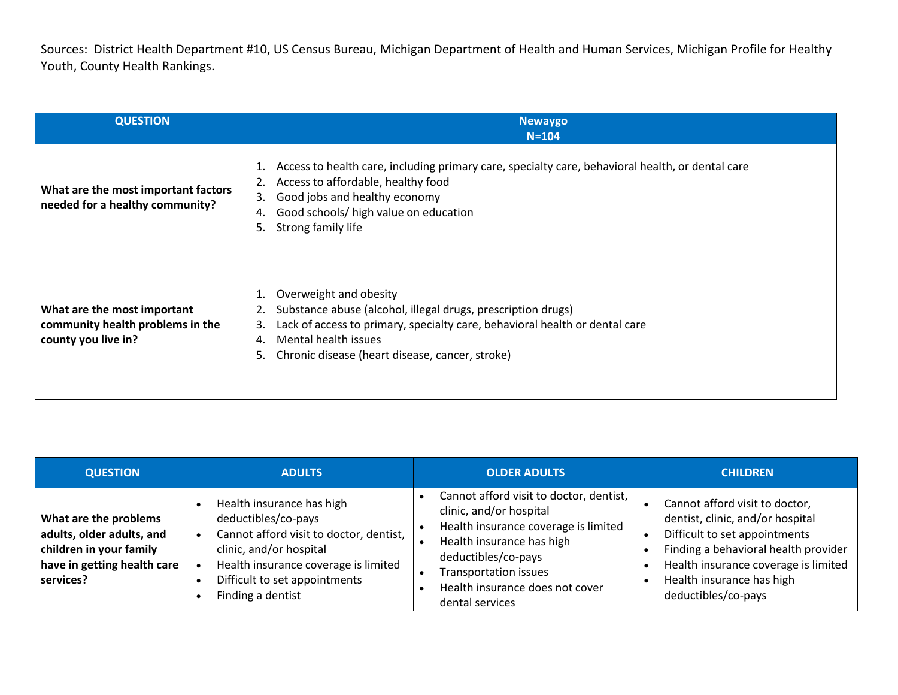Sources: District Health Department #10, US Census Bureau, Michigan Department of Health and Human Services, Michigan Profile for Healthy Youth, County Health Rankings.

| QUESTION | Newaygo N=104 |
|---|---|
| **What are the most important factors needed for a healthy community?** | 1. Access to health care, including primary care, specialty care, behavioral health, or dental care<br>2. Access to affordable, healthy food<br>3. Good jobs and healthy economy<br>4. Good schools/ high value on education<br>5. Strong family life |
| **What are the most important community health problems in the county you live in?** | 1. Overweight and obesity<br>2. Substance abuse (alcohol, illegal drugs, prescription drugs)<br>3. Lack of access to primary, specialty care, behavioral health or dental care<br>4. Mental health issues<br>5. Chronic disease (heart disease, cancer, stroke) |

| QUESTION | ADULTS | OLDER ADULTS | CHILDREN |
|---|---|---|---|
| **What are the problems adults, older adults, and children in your family have in getting health care services?** | • Health insurance has high deductibles/co-pays<br>• Cannot afford visit to doctor, dentist, clinic, and/or hospital<br>• Health insurance coverage is limited<br>• Difficult to set appointments<br>• Finding a dentist | • Cannot afford visit to doctor, dentist, clinic, and/or hospital<br>• Health insurance coverage is limited<br>• Health insurance has high deductibles/co-pays<br>• Transportation issues<br>• Health insurance does not cover dental services | • Cannot afford visit to doctor, dentist, clinic, and/or hospital<br>• Difficult to set appointments<br>• Finding a behavioral health provider<br>• Health insurance coverage is limited<br>• Health insurance has high deductibles/co-pays |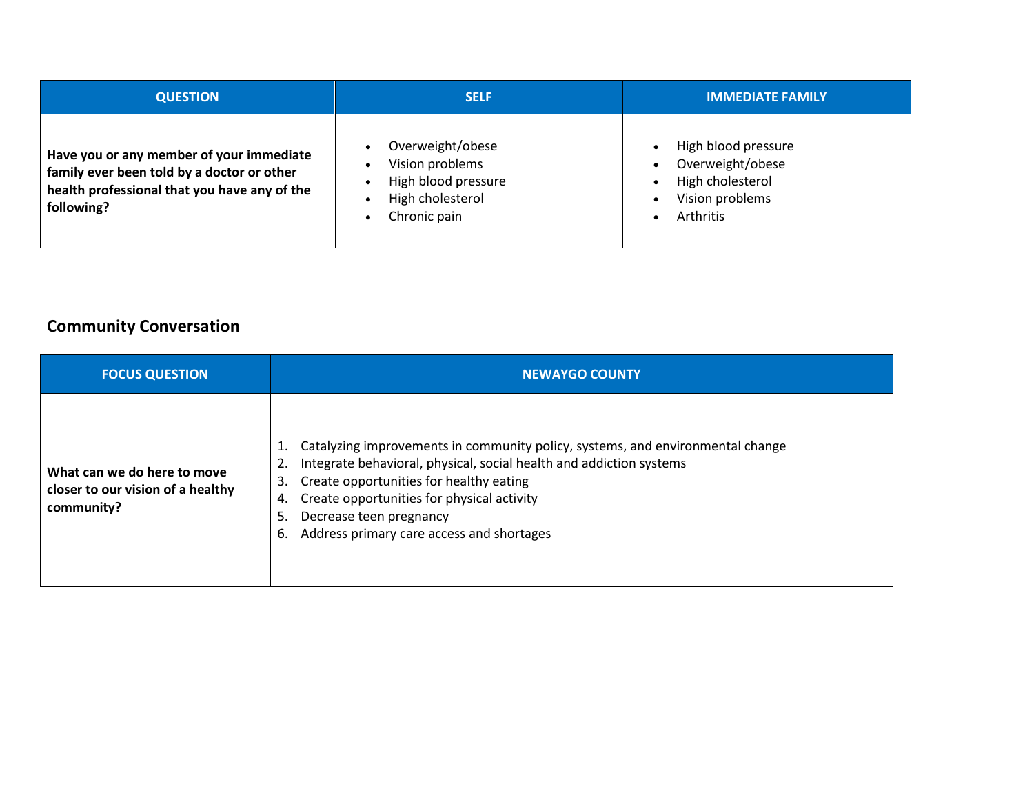| QUESTION | SELF | IMMEDIATE FAMILY |
| --- | --- | --- |
| **Have you or any member of your immediate family ever been told by a doctor or other health professional that you have any of the following?** | • Overweight/obese<br>• Vision problems<br>• High blood pressure<br>• High cholesterol<br>• Chronic pain | • High blood pressure<br>• Overweight/obese<br>• High cholesterol<br>• Vision problems<br>• Arthritis |

### Community Conversation

| FOCUS QUESTION | NEWAYGO COUNTY |
| --- | --- |
| **What can we do here to move closer to our vision of a healthy community?** | 1. Catalyzing improvements in community policy, systems, and environmental change<br>2. Integrate behavioral, physical, social health and addiction systems<br>3. Create opportunities for healthy eating<br>4. Create opportunities for physical activity<br>5. Decrease teen pregnancy<br>6. Address primary care access and shortages |